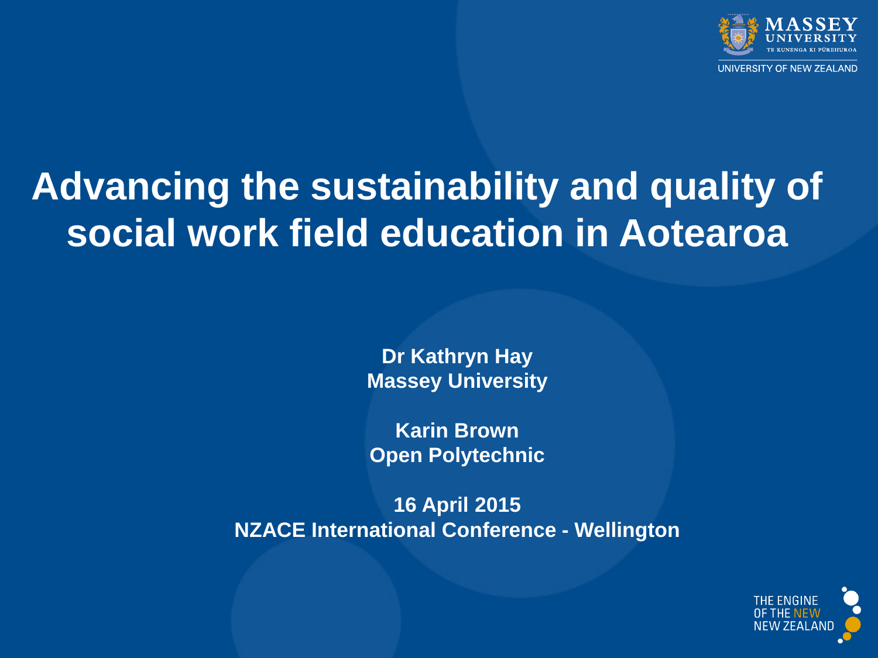# Advancing the sustainability and quality of social work field education in Aotearoa

**Dr Kathryn Hay**
**Massey University**

**Karin Brown**
**Open Polytechnic**

**16 April 2015**
**NZACE International Conference - Wellington**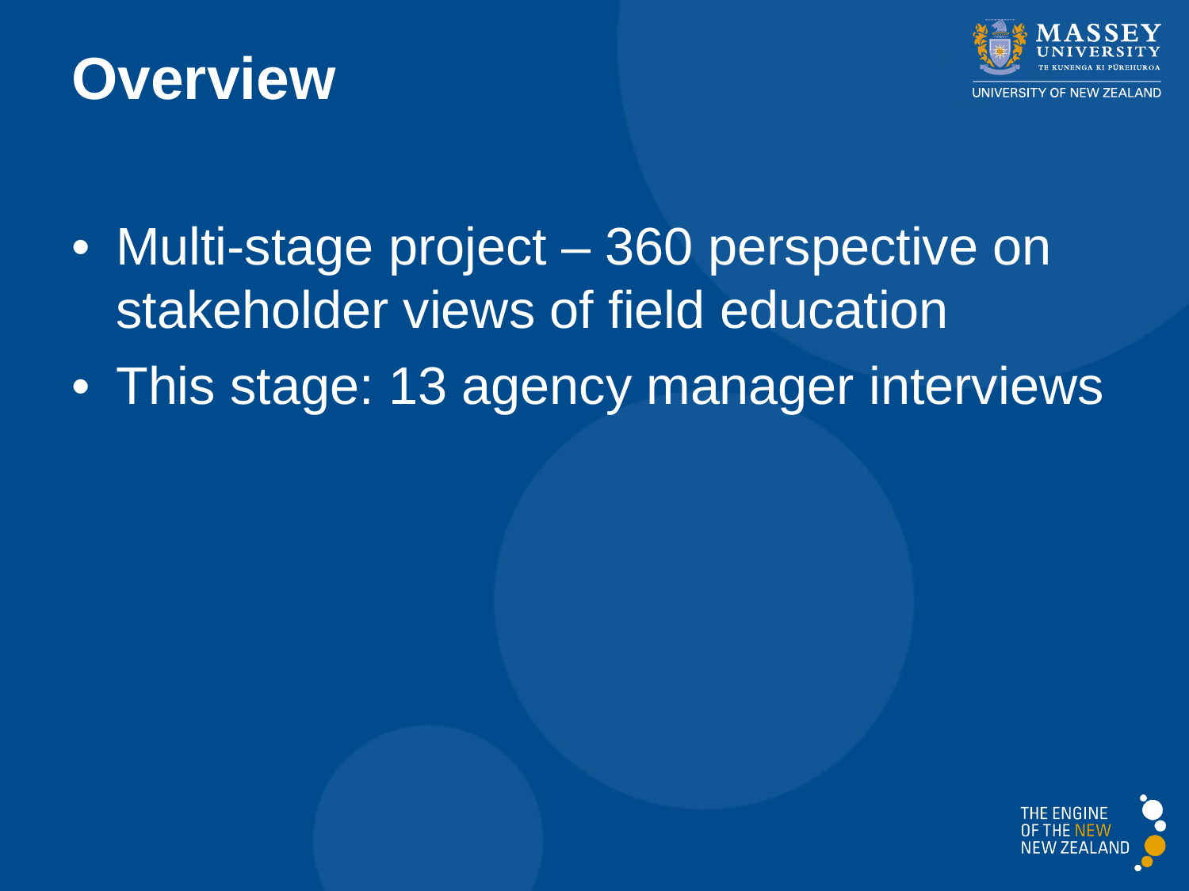# Overview

- Multi-stage project – 360 perspective on stakeholder views of field education
- This stage: 13 agency manager interviews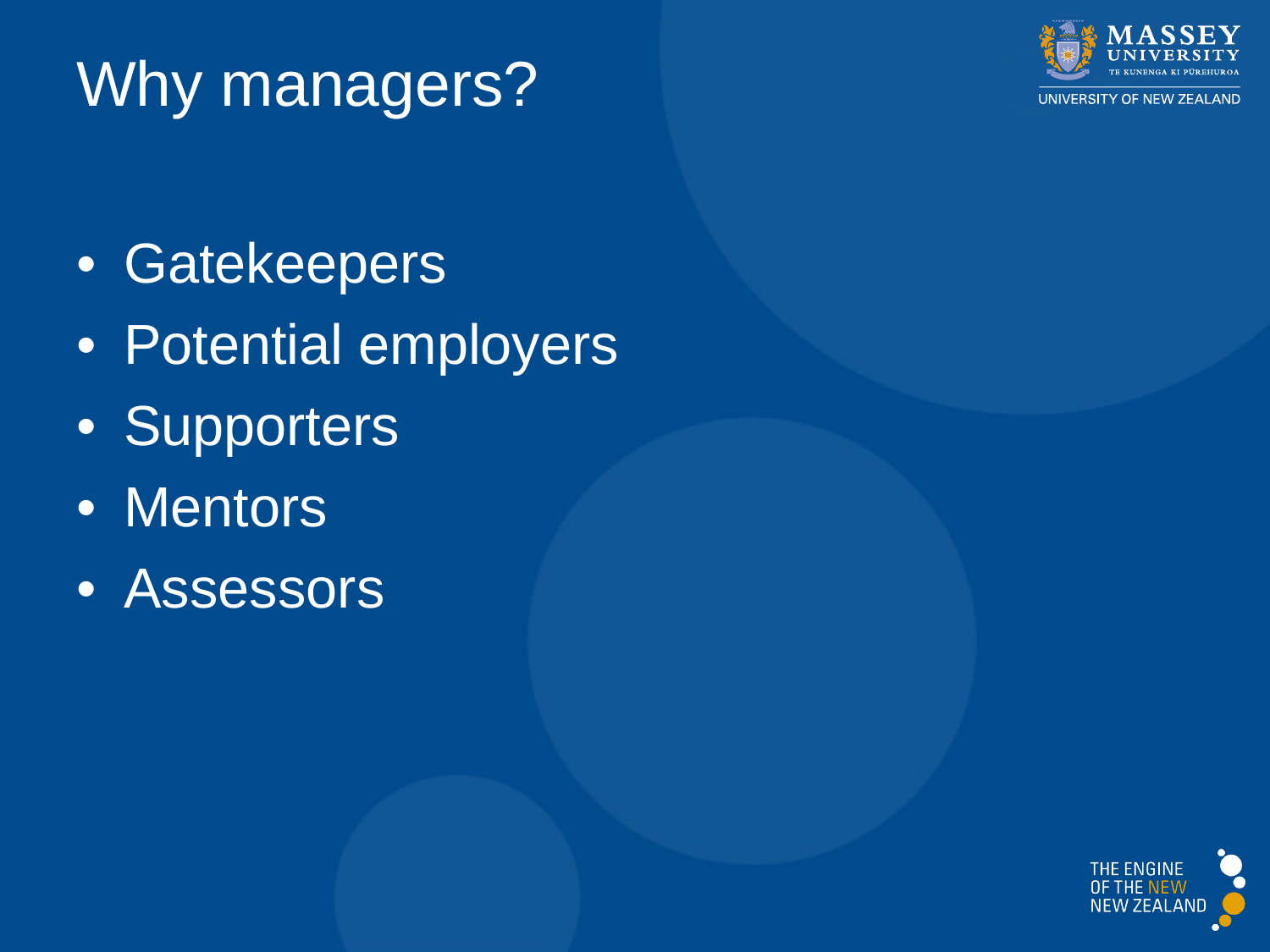# Why managers?

- Gatekeepers
- Potential employers
- Supporters
- Mentors
- Assessors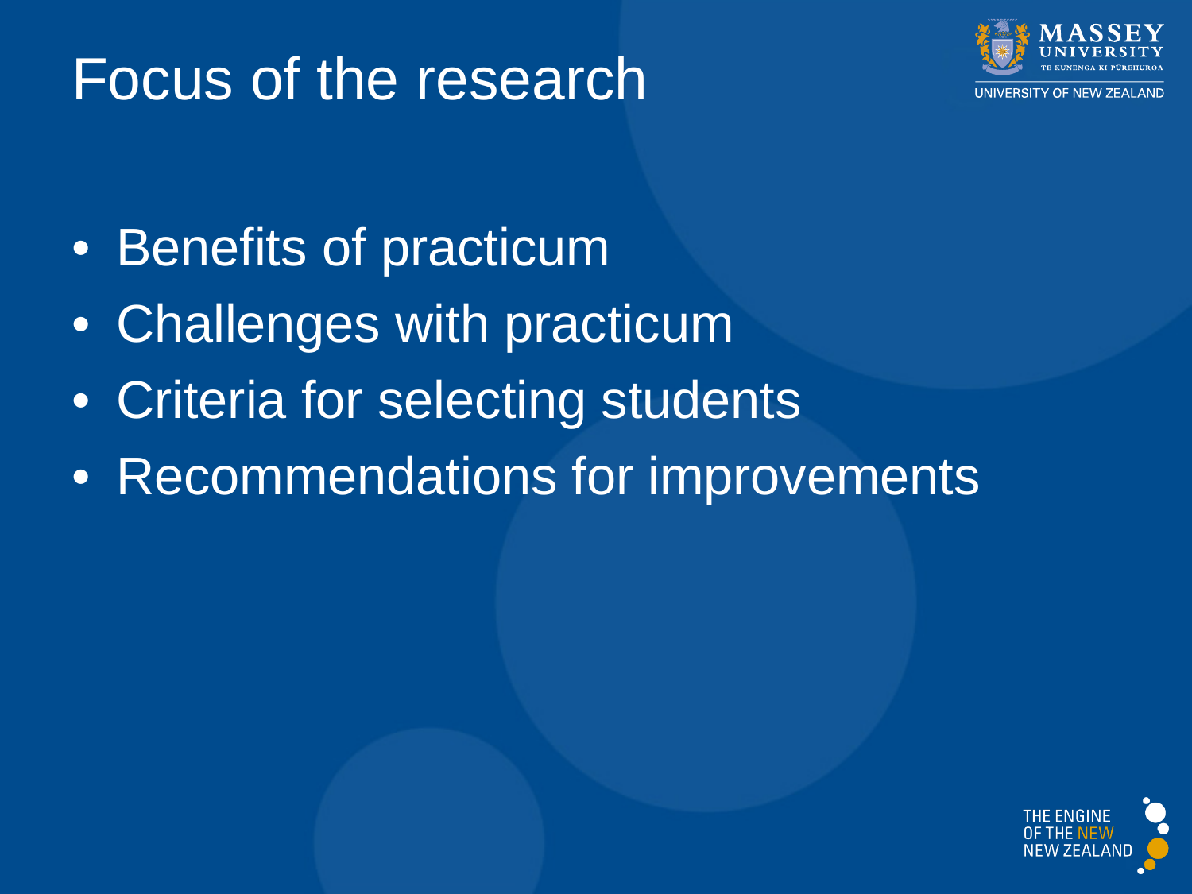# Focus of the research

- Benefits of practicum
- Challenges with practicum
- Criteria for selecting students
- Recommendations for improvements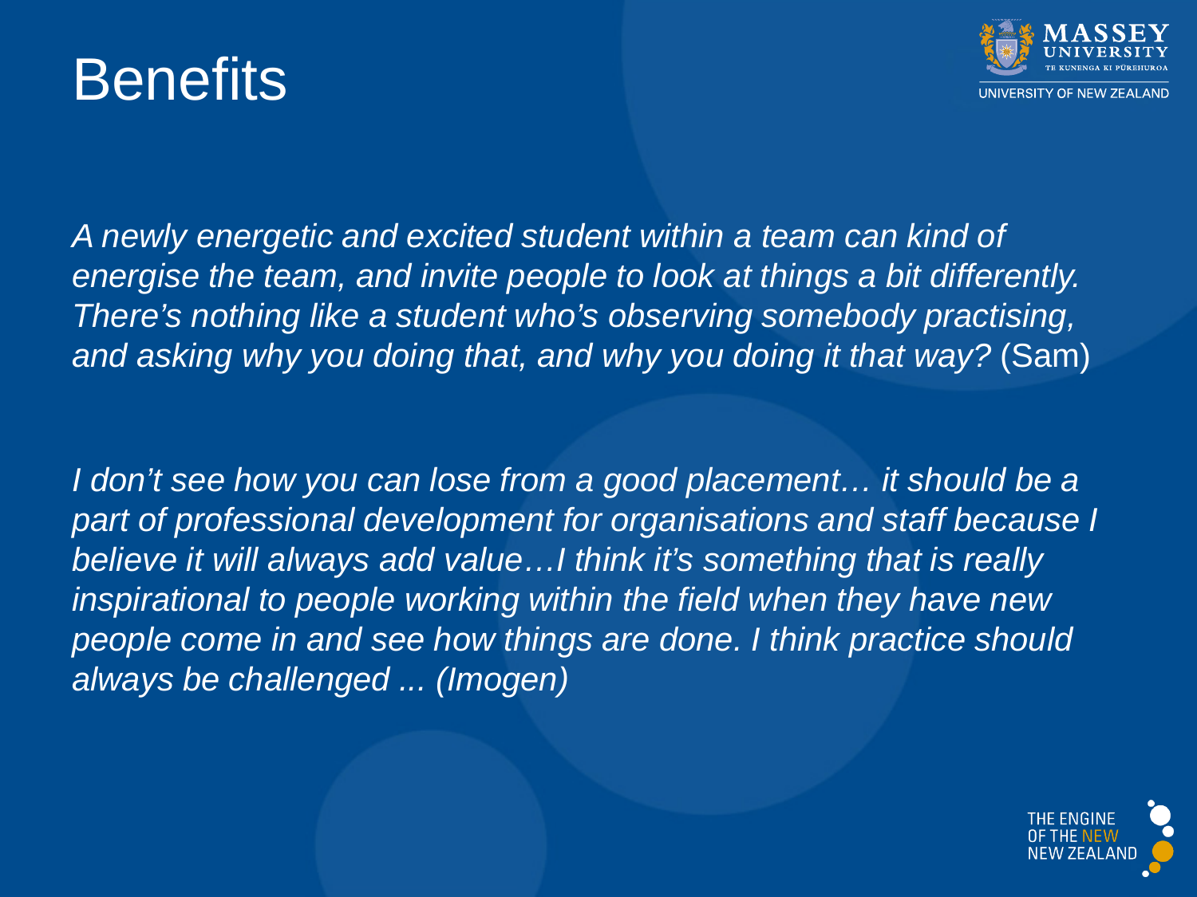# Benefits

*A newly energetic and excited student within a team can kind of energise the team, and invite people to look at things a bit differently. There's nothing like a student who's observing somebody practising, and asking why you doing that, and why you doing it that way?* (Sam)

*I don't see how you can lose from a good placement… it should be a part of professional development for organisations and staff because I believe it will always add value…I think it's something that is really inspirational to people working within the field when they have new people come in and see how things are done. I think practice should always be challenged ... (Imogen)*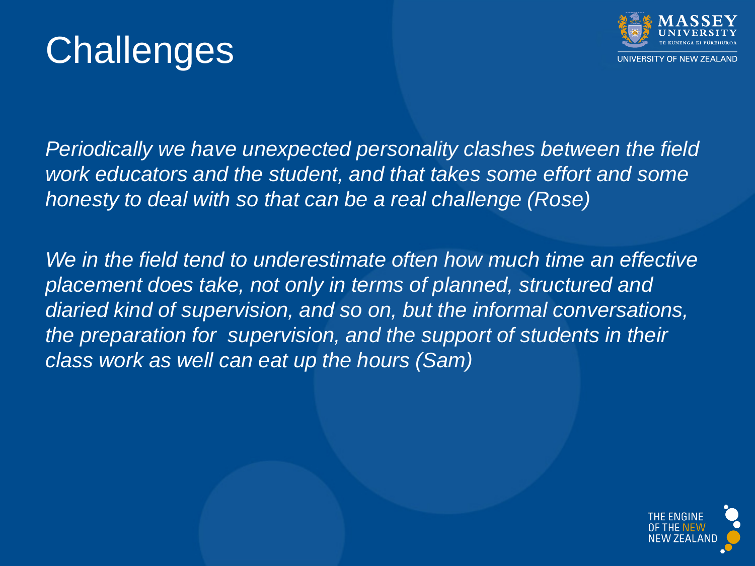# Challenges

*Periodically we have unexpected personality clashes between the field work educators and the student, and that takes some effort and some honesty to deal with so that can be a real challenge (Rose)*

*We in the field tend to underestimate often how much time an effective placement does take, not only in terms of planned, structured and diaried kind of supervision, and so on, but the informal conversations, the preparation for supervision, and the support of students in their class work as well can eat up the hours (Sam)*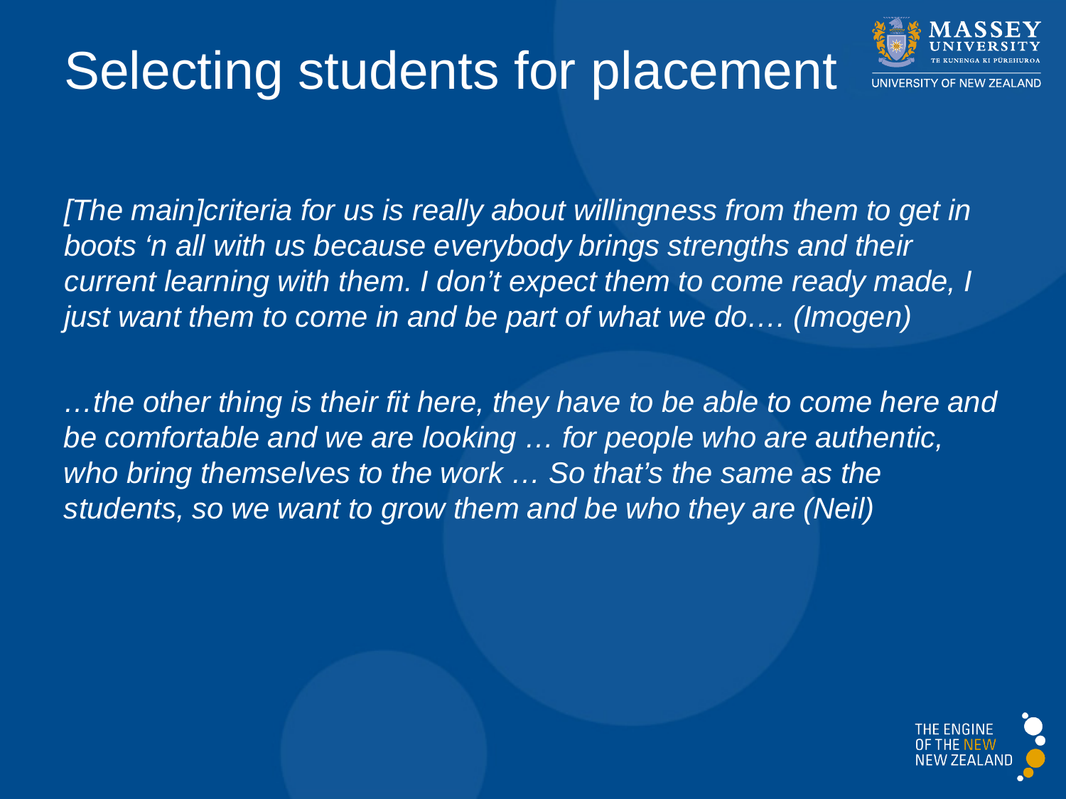# Selecting students for placement

*[The main]criteria for us is really about willingness from them to get in boots 'n all with us because everybody brings strengths and their current learning with them. I don't expect them to come ready made, I just want them to come in and be part of what we do…. (Imogen)*

*…the other thing is their fit here, they have to be able to come here and be comfortable and we are looking … for people who are authentic, who bring themselves to the work … So that's the same as the students, so we want to grow them and be who they are (Neil)*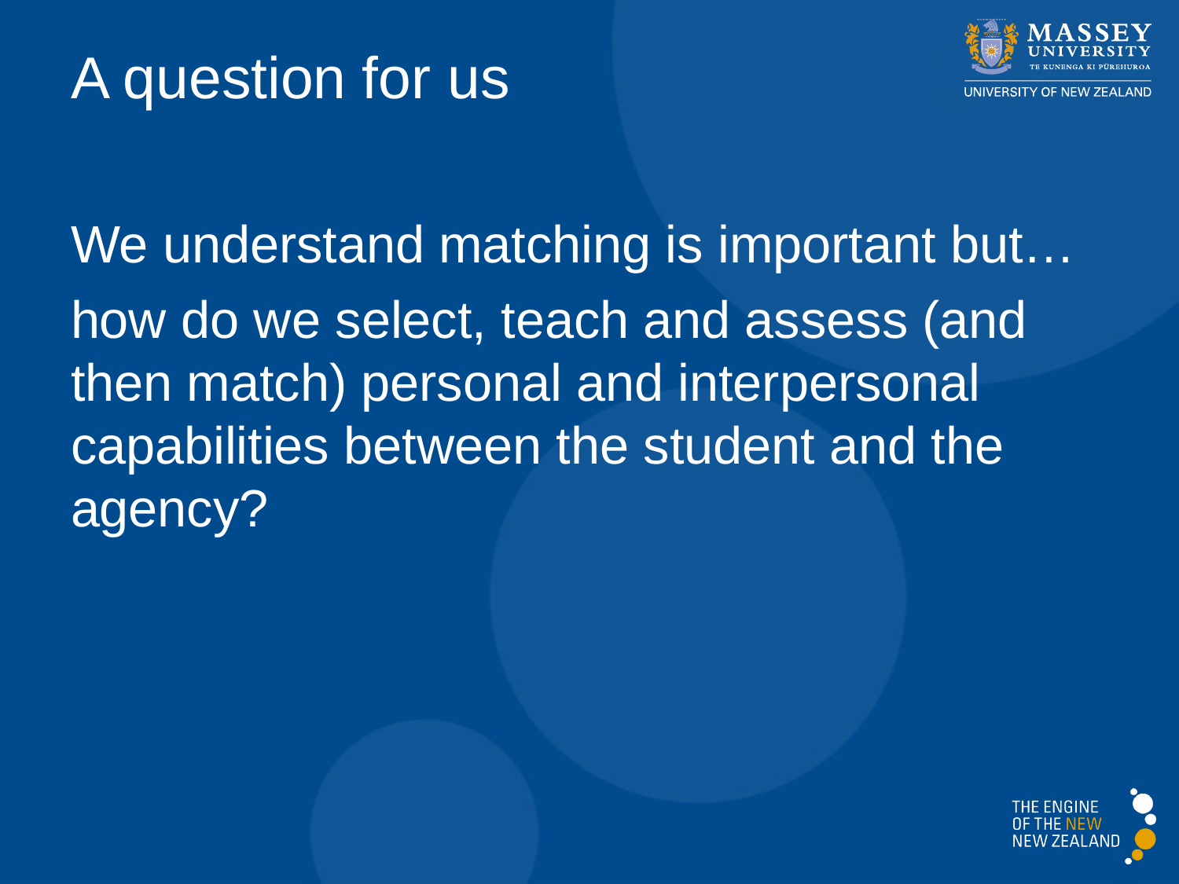# A question for us

We understand matching is important but…

how do we select, teach and assess (and then match) personal and interpersonal capabilities between the student and the agency?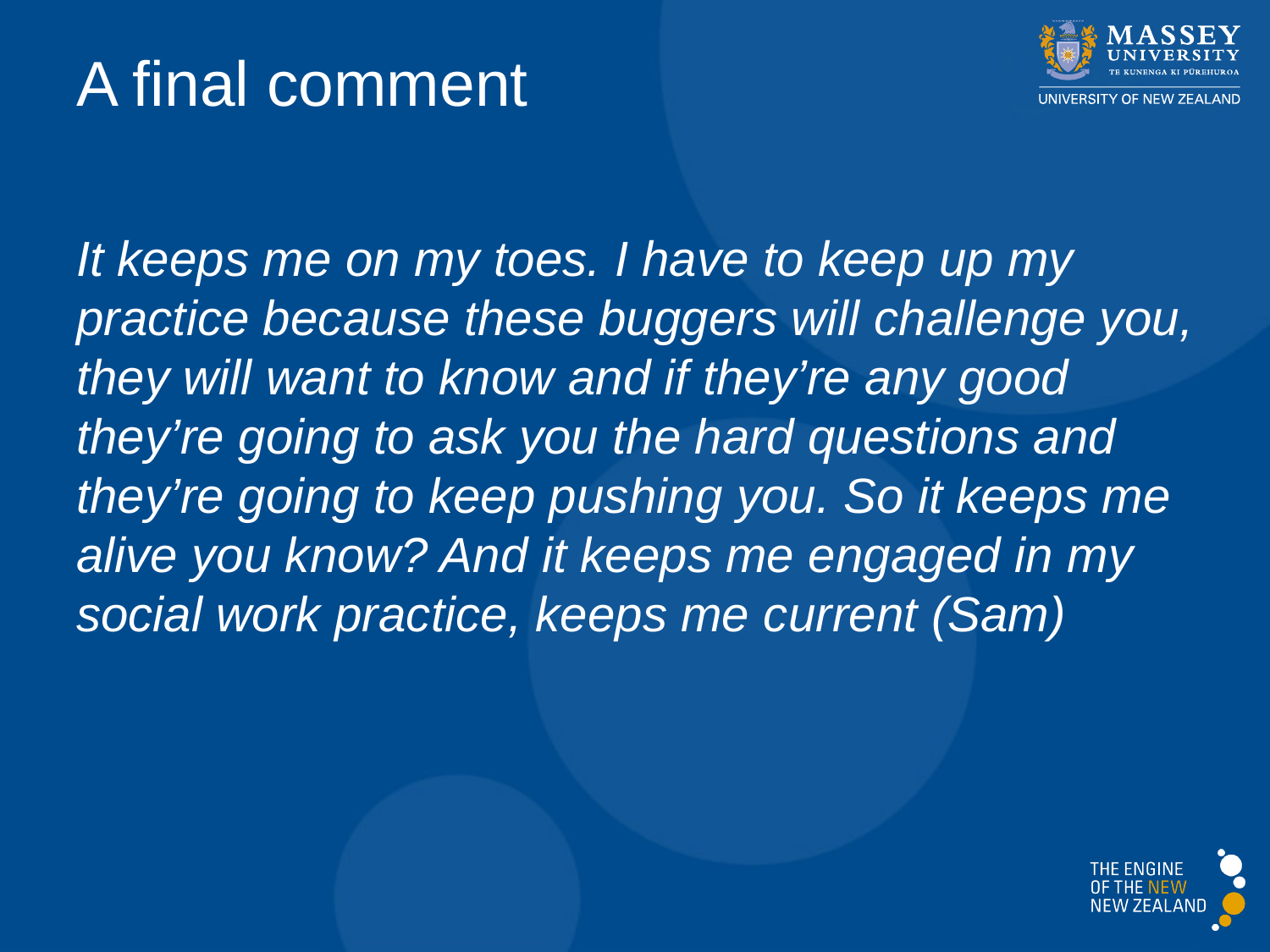# A final comment

*It keeps me on my toes. I have to keep up my practice because these buggers will challenge you, they will want to know and if they're any good they're going to ask you the hard questions and they're going to keep pushing you. So it keeps me alive you know? And it keeps me engaged in my social work practice, keeps me current (Sam)*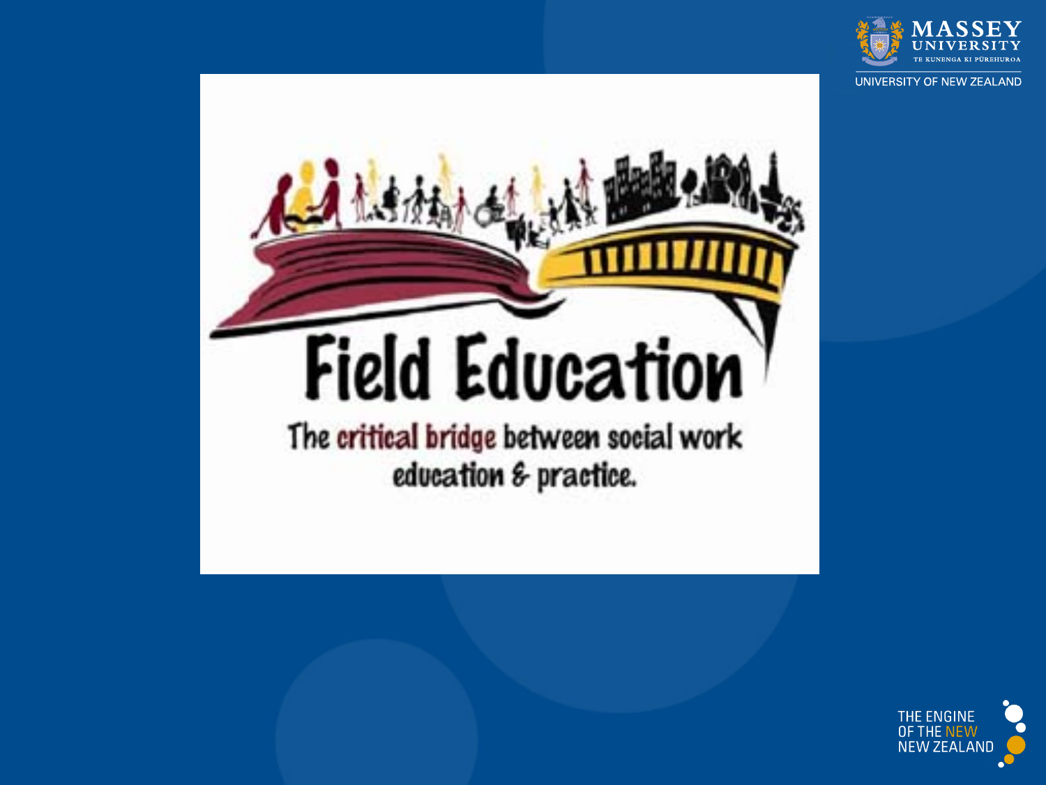# Field Education

The critical bridge between social work education & practice.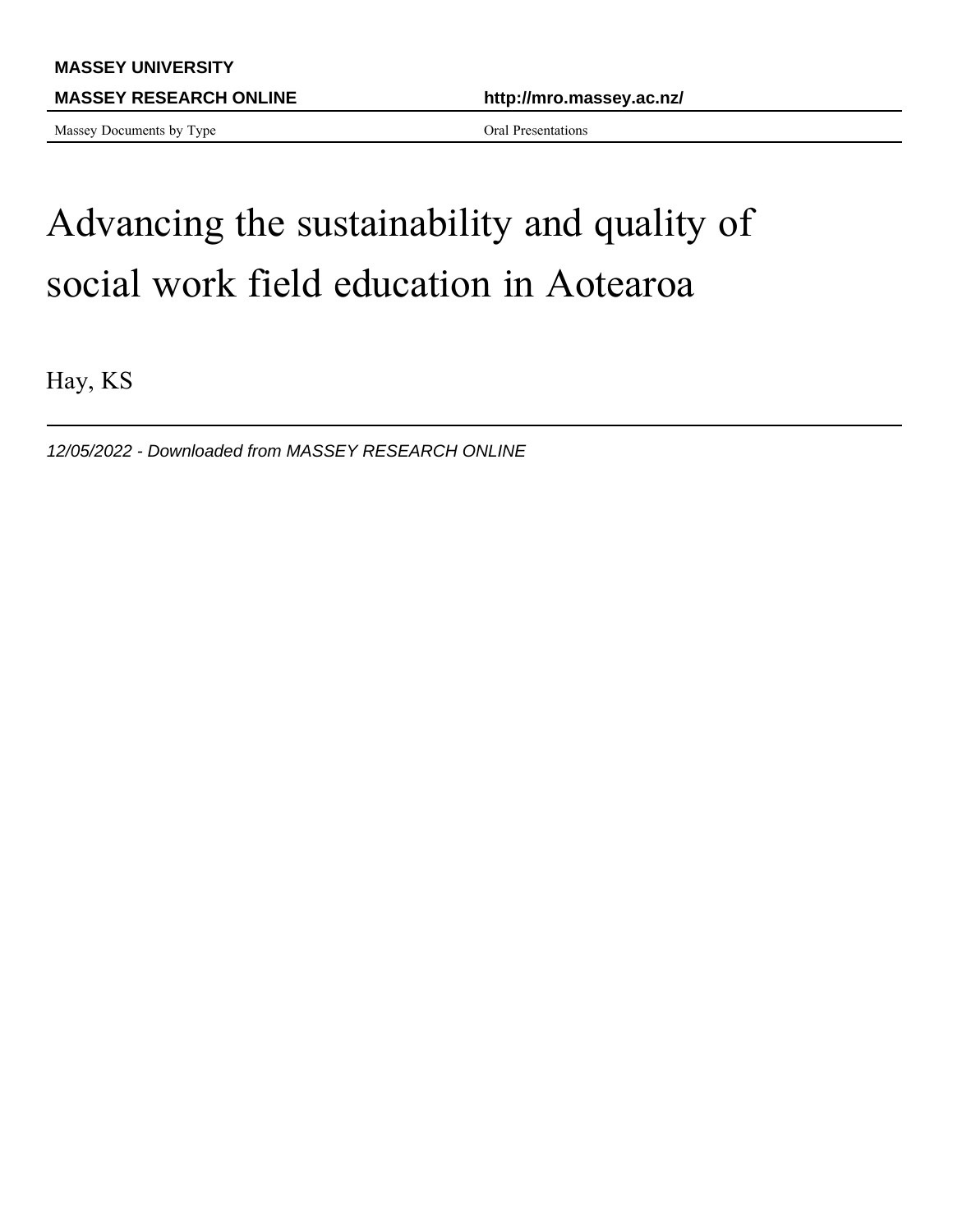**MASSEY UNIVERSITY**

**MASSEY RESEARCH ONLINE** **http://mro.massey.ac.nz/**

Massey Documents by Type Oral Presentations

# Advancing the sustainability and quality of social work field education in Aotearoa

Hay, KS

*12/05/2022 - Downloaded from MASSEY RESEARCH ONLINE*